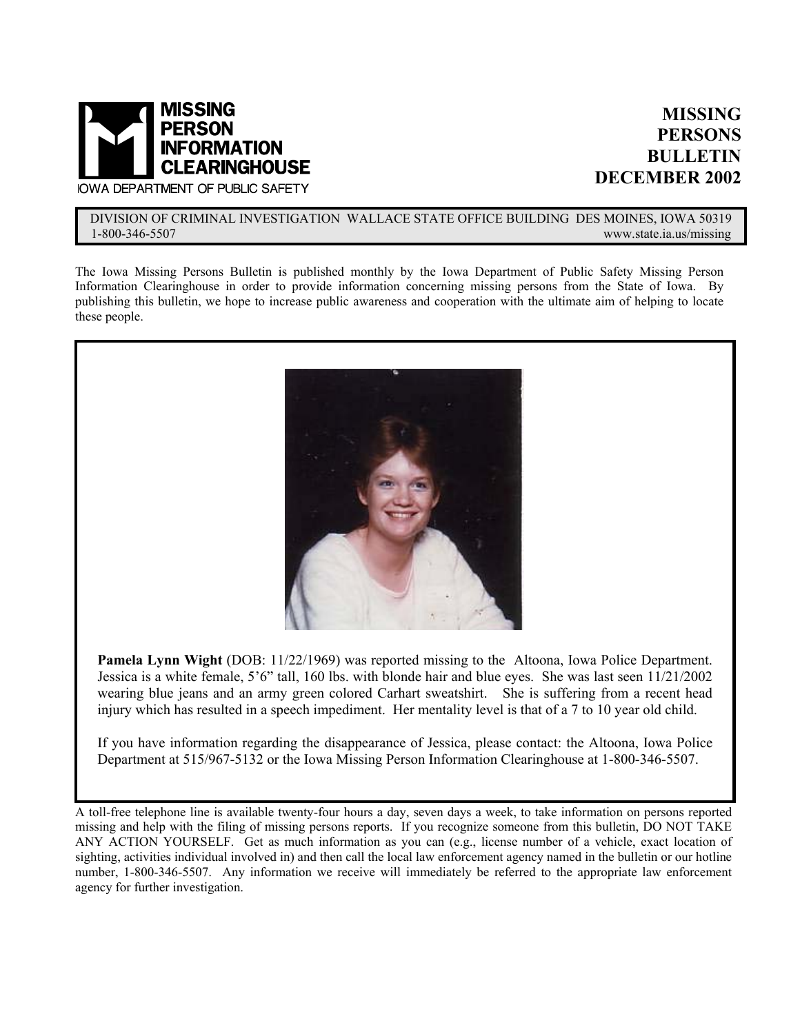# MISSING PERSON INFORMATION CLEARINGHOUSE

IOWA DEPARTMENT OF PUBLIC SAFETY

# MISSING PERSONS BULLETIN DECEMBER 2002

DIVISION OF CRIMINAL INVESTIGATION WALLACE STATE OFFICE BUILDING DES MOINES, IOWA 50319
1-800-346-5507 www.state.ia.us/missing

The Iowa Missing Persons Bulletin is published monthly by the Iowa Department of Public Safety Missing Person Information Clearinghouse in order to provide information concerning missing persons from the State of Iowa. By publishing this bulletin, we hope to increase public awareness and cooperation with the ultimate aim of helping to locate these people.

**Pamela Lynn Wight** (DOB: 11/22/1969) was reported missing to the Altoona, Iowa Police Department. Jessica is a white female, 5'6" tall, 160 lbs. with blonde hair and blue eyes. She was last seen 11/21/2002 wearing blue jeans and an army green colored Carhart sweatshirt. She is suffering from a recent head injury which has resulted in a speech impediment. Her mentality level is that of a 7 to 10 year old child.

If you have information regarding the disappearance of Jessica, please contact: the Altoona, Iowa Police Department at 515/967-5132 or the Iowa Missing Person Information Clearinghouse at 1-800-346-5507.

A toll-free telephone line is available twenty-four hours a day, seven days a week, to take information on persons reported missing and help with the filing of missing persons reports. If you recognize someone from this bulletin, DO NOT TAKE ANY ACTION YOURSELF. Get as much information as you can (e.g., license number of a vehicle, exact location of sighting, activities individual involved in) and then call the local law enforcement agency named in the bulletin or our hotline number, 1-800-346-5507. Any information we receive will immediately be referred to the appropriate law enforcement agency for further investigation.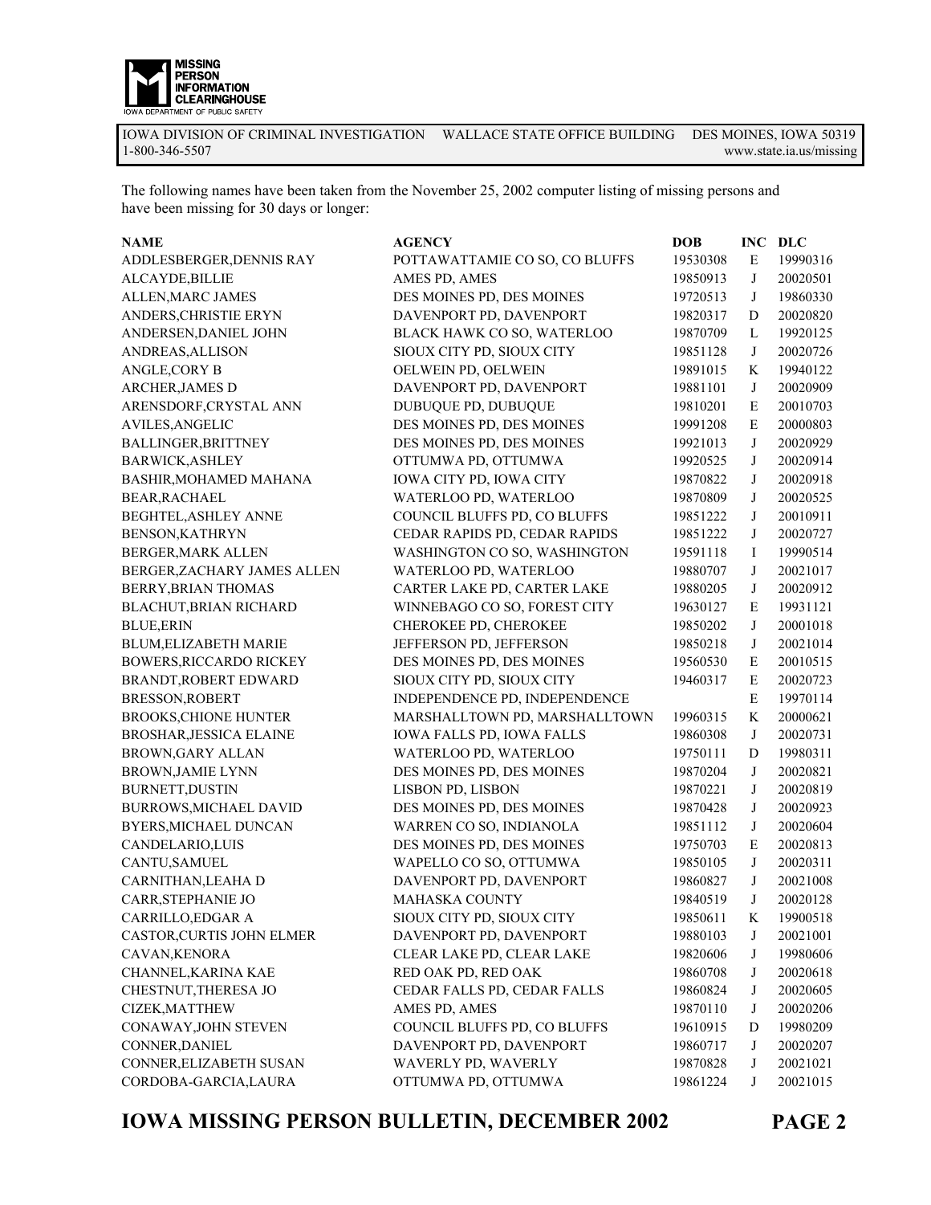MISSING PERSON INFORMATION CLEARINGHOUSE
IOWA DEPARTMENT OF PUBLIC SAFETY

IOWA DIVISION OF CRIMINAL INVESTIGATION WALLACE STATE OFFICE BUILDING DES MOINES, IOWA 50319
1-800-346-5507 www.state.ia.us/missing

The following names have been taken from the November 25, 2002 computer listing of missing persons and have been missing for 30 days or longer:

| NAME | AGENCY | DOB | INC | DLC |
|---|---|---|---|---|
| ADDLESBERGER,DENNIS RAY | POTTAWATTAMIE CO SO, CO BLUFFS | 19530308 | E | 19990316 |
| ALCAYDE,BILLIE | AMES PD, AMES | 19850913 | J | 20020501 |
| ALLEN,MARC JAMES | DES MOINES PD, DES MOINES | 19720513 | J | 19860330 |
| ANDERS,CHRISTIE ERYN | DAVENPORT PD, DAVENPORT | 19820317 | D | 20020820 |
| ANDERSEN,DANIEL JOHN | BLACK HAWK CO SO, WATERLOO | 19870709 | L | 19920125 |
| ANDREAS,ALLISON | SIOUX CITY PD, SIOUX CITY | 19851128 | J | 20020726 |
| ANGLE,CORY B | OELWEIN PD, OELWEIN | 19891015 | K | 19940122 |
| ARCHER,JAMES D | DAVENPORT PD, DAVENPORT | 19881101 | J | 20020909 |
| ARENSDORF,CRYSTAL ANN | DUBUQUE PD, DUBUQUE | 19810201 | E | 20010703 |
| AVILES,ANGELIC | DES MOINES PD, DES MOINES | 19991208 | E | 20000803 |
| BALLINGER,BRITTNEY | DES MOINES PD, DES MOINES | 19921013 | J | 20020929 |
| BARWICK,ASHLEY | OTTUMWA PD, OTTUMWA | 19920525 | J | 20020914 |
| BASHIR,MOHAMED MAHANA | IOWA CITY PD, IOWA CITY | 19870822 | J | 20020918 |
| BEAR,RACHAEL | WATERLOO PD, WATERLOO | 19870809 | J | 20020525 |
| BEGHTEL,ASHLEY ANNE | COUNCIL BLUFFS PD, CO BLUFFS | 19851222 | J | 20010911 |
| BENSON,KATHRYN | CEDAR RAPIDS PD, CEDAR RAPIDS | 19851222 | J | 20020727 |
| BERGER,MARK ALLEN | WASHINGTON CO SO, WASHINGTON | 19591118 | I | 19990514 |
| BERGER,ZACHARY JAMES ALLEN | WATERLOO PD, WATERLOO | 19880707 | J | 20021017 |
| BERRY,BRIAN THOMAS | CARTER LAKE PD, CARTER LAKE | 19880205 | J | 20020912 |
| BLACHUT,BRIAN RICHARD | WINNEBAGO CO SO, FOREST CITY | 19630127 | E | 19931121 |
| BLUE,ERIN | CHEROKEE PD, CHEROKEE | 19850202 | J | 20001018 |
| BLUM,ELIZABETH MARIE | JEFFERSON PD, JEFFERSON | 19850218 | J | 20021014 |
| BOWERS,RICCARDO RICKEY | DES MOINES PD, DES MOINES | 19560530 | E | 20010515 |
| BRANDT,ROBERT EDWARD | SIOUX CITY PD, SIOUX CITY | 19460317 | E | 20020723 |
| BRESSON,ROBERT | INDEPENDENCE PD, INDEPENDENCE | | E | 19970114 |
| BROOKS,CHIONE HUNTER | MARSHALLTOWN PD, MARSHALLTOWN | 19960315 | K | 20000621 |
| BROSHAR,JESSICA ELAINE | IOWA FALLS PD, IOWA FALLS | 19860308 | J | 20020731 |
| BROWN,GARY ALLAN | WATERLOO PD, WATERLOO | 19750111 | D | 19980311 |
| BROWN,JAMIE LYNN | DES MOINES PD, DES MOINES | 19870204 | J | 20020821 |
| BURNETT,DUSTIN | LISBON PD, LISBON | 19870221 | J | 20020819 |
| BURROWS,MICHAEL DAVID | DES MOINES PD, DES MOINES | 19870428 | J | 20020923 |
| BYERS,MICHAEL DUNCAN | WARREN CO SO, INDIANOLA | 19851112 | J | 20020604 |
| CANDELARIO,LUIS | DES MOINES PD, DES MOINES | 19750703 | E | 20020813 |
| CANTU,SAMUEL | WAPELLO CO SO, OTTUMWA | 19850105 | J | 20020311 |
| CARNITHAN,LEAHA D | DAVENPORT PD, DAVENPORT | 19860827 | J | 20021008 |
| CARR,STEPHANIE JO | MAHASKA COUNTY | 19840519 | J | 20020128 |
| CARRILLO,EDGAR A | SIOUX CITY PD, SIOUX CITY | 19850611 | K | 19900518 |
| CASTOR,CURTIS JOHN ELMER | DAVENPORT PD, DAVENPORT | 19880103 | J | 20021001 |
| CAVAN,KENORA | CLEAR LAKE PD, CLEAR LAKE | 19820606 | J | 19980606 |
| CHANNEL,KARINA KAE | RED OAK PD, RED OAK | 19860708 | J | 20020618 |
| CHESTNUT,THERESA JO | CEDAR FALLS PD, CEDAR FALLS | 19860824 | J | 20020605 |
| CIZEK,MATTHEW | AMES PD, AMES | 19870110 | J | 20020206 |
| CONAWAY,JOHN STEVEN | COUNCIL BLUFFS PD, CO BLUFFS | 19610915 | D | 19980209 |
| CONNER,DANIEL | DAVENPORT PD, DAVENPORT | 19860717 | J | 20020207 |
| CONNER,ELIZABETH SUSAN | WAVERLY PD, WAVERLY | 19870828 | J | 20021021 |
| CORDOBA-GARCIA,LAURA | OTTUMWA PD, OTTUMWA | 19861224 | J | 20021015 |

**IOWA MISSING PERSON BULLETIN, DECEMBER 2002**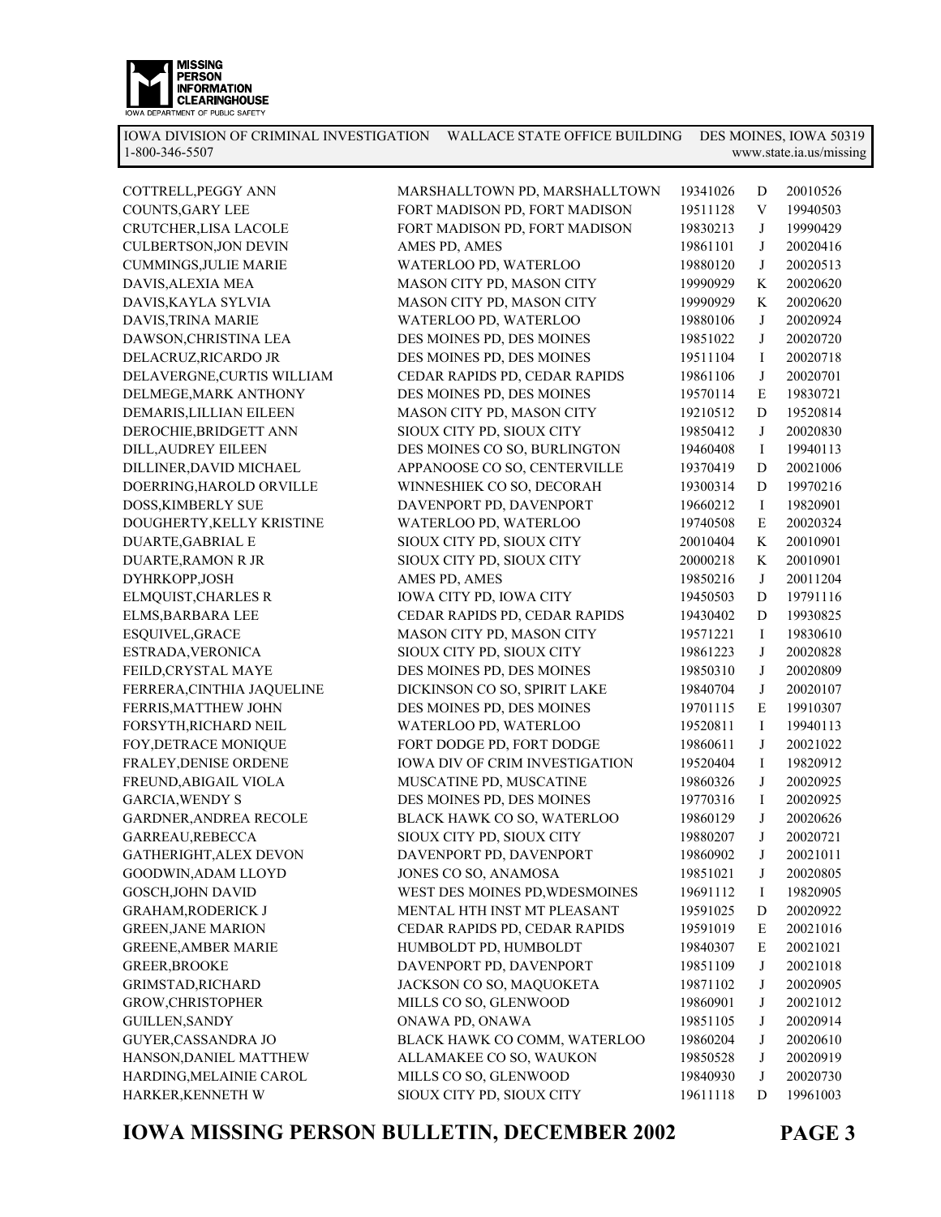IOWA DIVISION OF CRIMINAL INVESTIGATION WALLACE STATE OFFICE BUILDING DES MOINES, IOWA 50319
1-800-346-5507 www.state.ia.us/missing

| Name | Agency | DOB | | Date |
|---|---|---|---|---|
| COTTRELL,PEGGY ANN | MARSHALLTOWN PD, MARSHALLTOWN | 19341026 | D | 20010526 |
| COUNTS,GARY LEE | FORT MADISON PD, FORT MADISON | 19511128 | V | 19940503 |
| CRUTCHER,LISA LACOLE | FORT MADISON PD, FORT MADISON | 19830213 | J | 19990429 |
| CULBERTSON,JON DEVIN | AMES PD, AMES | 19861101 | J | 20020416 |
| CUMMINGS,JULIE MARIE | WATERLOO PD, WATERLOO | 19880120 | J | 20020513 |
| DAVIS,ALEXIA MEA | MASON CITY PD, MASON CITY | 19990929 | K | 20020620 |
| DAVIS,KAYLA SYLVIA | MASON CITY PD, MASON CITY | 19990929 | K | 20020620 |
| DAVIS,TRINA MARIE | WATERLOO PD, WATERLOO | 19880106 | J | 20020924 |
| DAWSON,CHRISTINA LEA | DES MOINES PD, DES MOINES | 19851022 | J | 20020720 |
| DELACRUZ,RICARDO JR | DES MOINES PD, DES MOINES | 19511104 | I | 20020718 |
| DELAVERGNE,CURTIS WILLIAM | CEDAR RAPIDS PD, CEDAR RAPIDS | 19861106 | J | 20020701 |
| DELMEGE,MARK ANTHONY | DES MOINES PD, DES MOINES | 19570114 | E | 19830721 |
| DEMARIS,LILLIAN EILEEN | MASON CITY PD, MASON CITY | 19210512 | D | 19520814 |
| DEROCHIE,BRIDGETT ANN | SIOUX CITY PD, SIOUX CITY | 19850412 | J | 20020830 |
| DILL,AUDREY EILEEN | DES MOINES CO SO, BURLINGTON | 19460408 | I | 19940113 |
| DILLINER,DAVID MICHAEL | APPANOOSE CO SO, CENTERVILLE | 19370419 | D | 20021006 |
| DOERRING,HAROLD ORVILLE | WINNESHIEK CO SO, DECORAH | 19300314 | D | 19970216 |
| DOSS,KIMBERLY SUE | DAVENPORT PD, DAVENPORT | 19660212 | I | 19820901 |
| DOUGHERTY,KELLY KRISTINE | WATERLOO PD, WATERLOO | 19740508 | E | 20020324 |
| DUARTE,GABRIAL E | SIOUX CITY PD, SIOUX CITY | 20010404 | K | 20010901 |
| DUARTE,RAMON R JR | SIOUX CITY PD, SIOUX CITY | 20000218 | K | 20010901 |
| DYHRKOPP,JOSH | AMES PD, AMES | 19850216 | J | 20011204 |
| ELMQUIST,CHARLES R | IOWA CITY PD, IOWA CITY | 19450503 | D | 19791116 |
| ELMS,BARBARA LEE | CEDAR RAPIDS PD, CEDAR RAPIDS | 19430402 | D | 19930825 |
| ESQUIVEL,GRACE | MASON CITY PD, MASON CITY | 19571221 | I | 19830610 |
| ESTRADA,VERONICA | SIOUX CITY PD, SIOUX CITY | 19861223 | J | 20020828 |
| FEILD,CRYSTAL MAYE | DES MOINES PD, DES MOINES | 19850310 | J | 20020809 |
| FERRERA,CINTHIA JAQUELINE | DICKINSON CO SO, SPIRIT LAKE | 19840704 | J | 20020107 |
| FERRIS,MATTHEW JOHN | DES MOINES PD, DES MOINES | 19701115 | E | 19910307 |
| FORSYTH,RICHARD NEIL | WATERLOO PD, WATERLOO | 19520811 | I | 19940113 |
| FOY,DETRACE MONIQUE | FORT DODGE PD, FORT DODGE | 19860611 | J | 20021022 |
| FRALEY,DENISE ORDENE | IOWA DIV OF CRIM INVESTIGATION | 19520404 | I | 19820912 |
| FREUND,ABIGAIL VIOLA | MUSCATINE PD, MUSCATINE | 19860326 | J | 20020925 |
| GARCIA,WENDY S | DES MOINES PD, DES MOINES | 19770316 | I | 20020925 |
| GARDNER,ANDREA RECOLE | BLACK HAWK CO SO, WATERLOO | 19860129 | J | 20020626 |
| GARREAU,REBECCA | SIOUX CITY PD, SIOUX CITY | 19880207 | J | 20020721 |
| GATHERIGHT,ALEX DEVON | DAVENPORT PD, DAVENPORT | 19860902 | J | 20021011 |
| GOODWIN,ADAM LLOYD | JONES CO SO, ANAMOSA | 19851021 | J | 20020805 |
| GOSCH,JOHN DAVID | WEST DES MOINES PD,WDESMOINES | 19691112 | I | 19820905 |
| GRAHAM,RODERICK J | MENTAL HTH INST MT PLEASANT | 19591025 | D | 20020922 |
| GREEN,JANE MARION | CEDAR RAPIDS PD, CEDAR RAPIDS | 19591019 | E | 20021016 |
| GREENE,AMBER MARIE | HUMBOLDT PD, HUMBOLDT | 19840307 | E | 20021021 |
| GREER,BROOKE | DAVENPORT PD, DAVENPORT | 19851109 | J | 20021018 |
| GRIMSTAD,RICHARD | JACKSON CO SO, MAQUOKETA | 19871102 | J | 20020905 |
| GROW,CHRISTOPHER | MILLS CO SO, GLENWOOD | 19860901 | J | 20021012 |
| GUILLEN,SANDY | ONAWA PD, ONAWA | 19851105 | J | 20020914 |
| GUYER,CASSANDRA JO | BLACK HAWK CO COMM, WATERLOO | 19860204 | J | 20020610 |
| HANSON,DANIEL MATTHEW | ALLAMAKEE CO SO, WAUKON | 19850528 | J | 20020919 |
| HARDING,MELAINIE CAROL | MILLS CO SO, GLENWOOD | 19840930 | J | 20020730 |
| HARKER,KENNETH W | SIOUX CITY PD, SIOUX CITY | 19611118 | D | 19961003 |

**IOWA MISSING PERSON BULLETIN, DECEMBER 2002**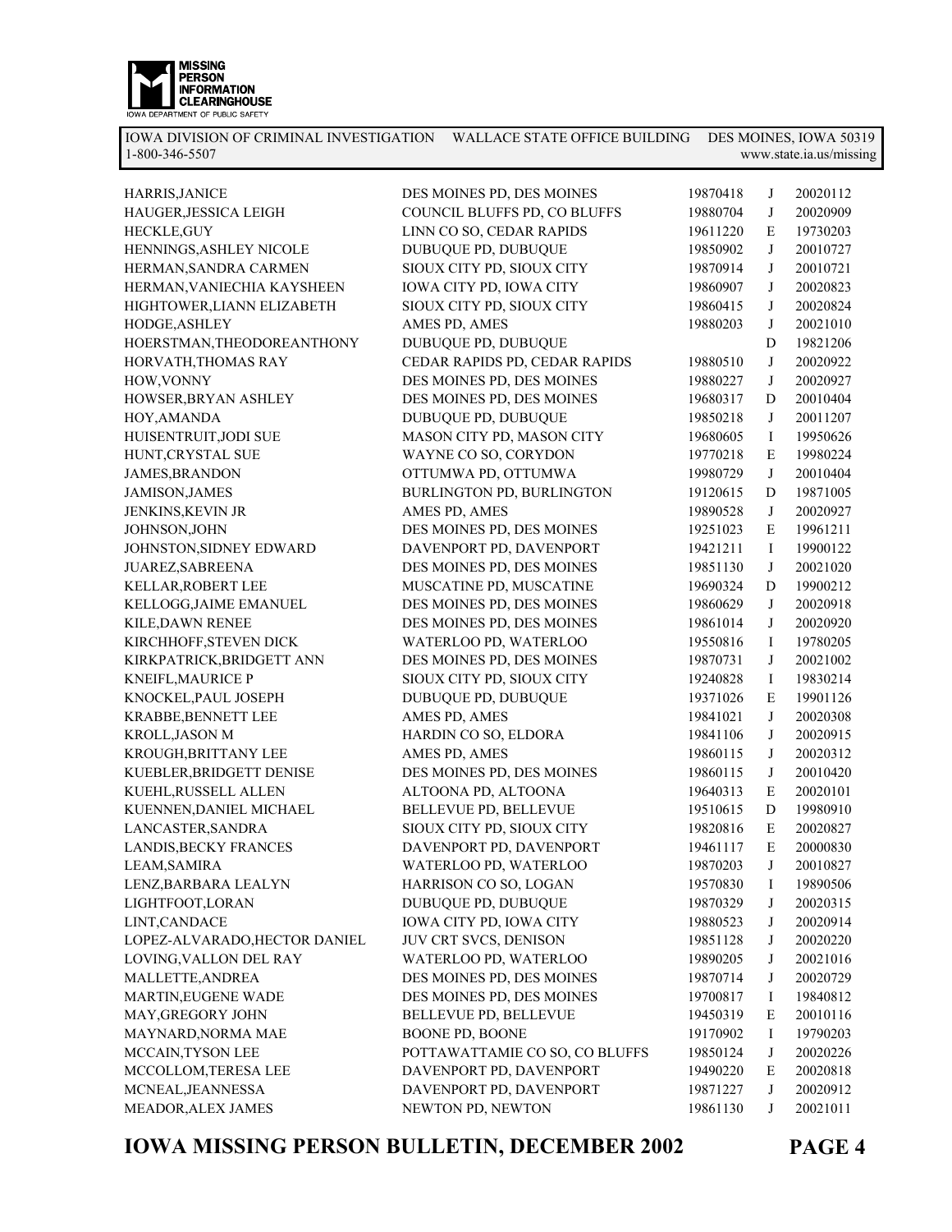| | | | | |
|---|---|---|---|---|
| HARRIS,JANICE | DES MOINES PD, DES MOINES | 19870418 | J | 20020112 |
| HAUGER,JESSICA LEIGH | COUNCIL BLUFFS PD, CO BLUFFS | 19880704 | J | 20020909 |
| HECKLE,GUY | LINN CO SO, CEDAR RAPIDS | 19611220 | E | 19730203 |
| HENNINGS,ASHLEY NICOLE | DUBUQUE PD, DUBUQUE | 19850902 | J | 20010727 |
| HERMAN,SANDRA CARMEN | SIOUX CITY PD, SIOUX CITY | 19870914 | J | 20010721 |
| HERMAN,VANIECHIA KAYSHEEN | IOWA CITY PD, IOWA CITY | 19860907 | J | 20020823 |
| HIGHTOWER,LIANN ELIZABETH | SIOUX CITY PD, SIOUX CITY | 19860415 | J | 20020824 |
| HODGE,ASHLEY | AMES PD, AMES | 19880203 | J | 20021010 |
| HOERSTMAN,THEODOREANTHONY | DUBUQUE PD, DUBUQUE | | D | 19821206 |
| HORVATH,THOMAS RAY | CEDAR RAPIDS PD, CEDAR RAPIDS | 19880510 | J | 20020922 |
| HOW,VONNY | DES MOINES PD, DES MOINES | 19880227 | J | 20020927 |
| HOWSER,BRYAN ASHLEY | DES MOINES PD, DES MOINES | 19680317 | D | 20010404 |
| HOY,AMANDA | DUBUQUE PD, DUBUQUE | 19850218 | J | 20011207 |
| HUISENTRUIT,JODI SUE | MASON CITY PD, MASON CITY | 19680605 | I | 19950626 |
| HUNT,CRYSTAL SUE | WAYNE CO SO, CORYDON | 19770218 | E | 19980224 |
| JAMES,BRANDON | OTTUMWA PD, OTTUMWA | 19980729 | J | 20010404 |
| JAMISON,JAMES | BURLINGTON PD, BURLINGTON | 19120615 | D | 19871005 |
| JENKINS,KEVIN JR | AMES PD, AMES | 19890528 | J | 20020927 |
| JOHNSON,JOHN | DES MOINES PD, DES MOINES | 19251023 | E | 19961211 |
| JOHNSTON,SIDNEY EDWARD | DAVENPORT PD, DAVENPORT | 19421211 | I | 19900122 |
| JUAREZ,SABREENA | DES MOINES PD, DES MOINES | 19851130 | J | 20021020 |
| KELLAR,ROBERT LEE | MUSCATINE PD, MUSCATINE | 19690324 | D | 19900212 |
| KELLOGG,JAIME EMANUEL | DES MOINES PD, DES MOINES | 19860629 | J | 20020918 |
| KILE,DAWN RENEE | DES MOINES PD, DES MOINES | 19861014 | J | 20020920 |
| KIRCHHOFF,STEVEN DICK | WATERLOO PD, WATERLOO | 19550816 | I | 19780205 |
| KIRKPATRICK,BRIDGETT ANN | DES MOINES PD, DES MOINES | 19870731 | J | 20021002 |
| KNEIFL,MAURICE P | SIOUX CITY PD, SIOUX CITY | 19240828 | I | 19830214 |
| KNOCKEL,PAUL JOSEPH | DUBUQUE PD, DUBUQUE | 19371026 | E | 19901126 |
| KRABBE,BENNETT LEE | AMES PD, AMES | 19841021 | J | 20020308 |
| KROLL,JASON M | HARDIN CO SO, ELDORA | 19841106 | J | 20020915 |
| KROUGH,BRITTANY LEE | AMES PD, AMES | 19860115 | J | 20020312 |
| KUEBLER,BRIDGETT DENISE | DES MOINES PD, DES MOINES | 19860115 | J | 20010420 |
| KUEHL,RUSSELL ALLEN | ALTOONA PD, ALTOONA | 19640313 | E | 20020101 |
| KUENNEN,DANIEL MICHAEL | BELLEVUE PD, BELLEVUE | 19510615 | D | 19980910 |
| LANCASTER,SANDRA | SIOUX CITY PD, SIOUX CITY | 19820816 | E | 20020827 |
| LANDIS,BECKY FRANCES | DAVENPORT PD, DAVENPORT | 19461117 | E | 20000830 |
| LEAM,SAMIRA | WATERLOO PD, WATERLOO | 19870203 | J | 20010827 |
| LENZ,BARBARA LEALYN | HARRISON CO SO, LOGAN | 19570830 | I | 19890506 |
| LIGHTFOOT,LORAN | DUBUQUE PD, DUBUQUE | 19870329 | J | 20020315 |
| LINT,CANDACE | IOWA CITY PD, IOWA CITY | 19880523 | J | 20020914 |
| LOPEZ-ALVARADO,HECTOR DANIEL | JUV CRT SVCS, DENISON | 19851128 | J | 20020220 |
| LOVING,VALLON DEL RAY | WATERLOO PD, WATERLOO | 19890205 | J | 20021016 |
| MALLETTE,ANDREA | DES MOINES PD, DES MOINES | 19870714 | J | 20020729 |
| MARTIN,EUGENE WADE | DES MOINES PD, DES MOINES | 19700817 | I | 19840812 |
| MAY,GREGORY JOHN | BELLEVUE PD, BELLEVUE | 19450319 | E | 20010116 |
| MAYNARD,NORMA MAE | BOONE PD, BOONE | 19170902 | I | 19790203 |
| MCCAIN,TYSON LEE | POTTAWATTAMIE CO SO, CO BLUFFS | 19850124 | J | 20020226 |
| MCCOLLOM,TERESA LEE | DAVENPORT PD, DAVENPORT | 19490220 | E | 20020818 |
| MCNEAL,JEANNESSA | DAVENPORT PD, DAVENPORT | 19871227 | J | 20020912 |
| MEADOR,ALEX JAMES | NEWTON PD, NEWTON | 19861130 | J | 20021011 |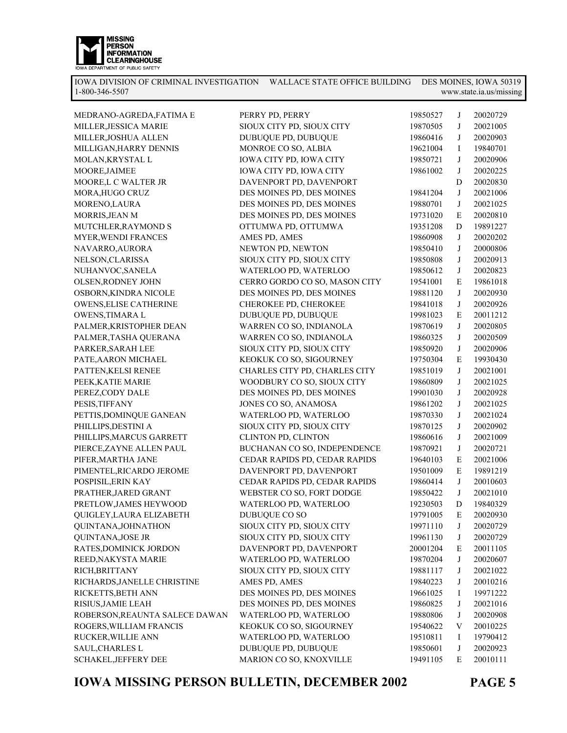MISSING PERSON INFORMATION CLEARINGHOUSE
IOWA DEPARTMENT OF PUBLIC SAFETY

IOWA DIVISION OF CRIMINAL INVESTIGATION WALLACE STATE OFFICE BUILDING DES MOINES, IOWA 50319
1-800-346-5507 www.state.ia.us/missing

| | | | | |
|---|---|---|---|---|
| MEDRANO-AGREDA,FATIMA E | PERRY PD, PERRY | 19850527 | J | 20020729 |
| MILLER,JESSICA MARIE | SIOUX CITY PD, SIOUX CITY | 19870505 | J | 20021005 |
| MILLER,JOSHUA ALLEN | DUBUQUE PD, DUBUQUE | 19860416 | J | 20020903 |
| MILLIGAN,HARRY DENNIS | MONROE CO SO, ALBIA | 19621004 | I | 19840701 |
| MOLAN,KRYSTAL L | IOWA CITY PD, IOWA CITY | 19850721 | J | 20020906 |
| MOORE,JAIMEE | IOWA CITY PD, IOWA CITY | 19861002 | J | 20020225 |
| MOORE,L C WALTER JR | DAVENPORT PD, DAVENPORT | | D | 20020830 |
| MORA,HUGO CRUZ | DES MOINES PD, DES MOINES | 19841204 | J | 20021006 |
| MORENO,LAURA | DES MOINES PD, DES MOINES | 19880701 | J | 20021025 |
| MORRIS,JEAN M | DES MOINES PD, DES MOINES | 19731020 | E | 20020810 |
| MUTCHLER,RAYMOND S | OTTUMWA PD, OTTUMWA | 19351208 | D | 19891227 |
| MYER,WENDI FRANCES | AMES PD, AMES | 19860908 | J | 20020202 |
| NAVARRO,AURORA | NEWTON PD, NEWTON | 19850410 | J | 20000806 |
| NELSON,CLARISSA | SIOUX CITY PD, SIOUX CITY | 19850808 | J | 20020913 |
| NUHANVOC,SANELA | WATERLOO PD, WATERLOO | 19850612 | J | 20020823 |
| OLSEN,RODNEY JOHN | CERRO GORDO CO SO, MASON CITY | 19541001 | E | 19861018 |
| OSBORN,KINDRA NICOLE | DES MOINES PD, DES MOINES | 19881120 | J | 20020930 |
| OWENS,ELISE CATHERINE | CHEROKEE PD, CHEROKEE | 19841018 | J | 20020926 |
| OWENS,TIMARA L | DUBUQUE PD, DUBUQUE | 19981023 | E | 20011212 |
| PALMER,KRISTOPHER DEAN | WARREN CO SO, INDIANOLA | 19870619 | J | 20020805 |
| PALMER,TASHA QUERANA | WARREN CO SO, INDIANOLA | 19860325 | J | 20020509 |
| PARKER,SARAH LEE | SIOUX CITY PD, SIOUX CITY | 19850920 | J | 20020906 |
| PATE,AARON MICHAEL | KEOKUK CO SO, SIGOURNEY | 19750304 | E | 19930430 |
| PATTEN,KELSI RENEE | CHARLES CITY PD, CHARLES CITY | 19851019 | J | 20021001 |
| PEEK,KATIE MARIE | WOODBURY CO SO, SIOUX CITY | 19860809 | J | 20021025 |
| PEREZ,CODY DALE | DES MOINES PD, DES MOINES | 19901030 | J | 20020928 |
| PESIS,TIFFANY | JONES CO SO, ANAMOSA | 19861202 | J | 20021025 |
| PETTIS,DOMINQUE GANEAN | WATERLOO PD, WATERLOO | 19870330 | J | 20021024 |
| PHILLIPS,DESTINI A | SIOUX CITY PD, SIOUX CITY | 19870125 | J | 20020902 |
| PHILLIPS,MARCUS GARRETT | CLINTON PD, CLINTON | 19860616 | J | 20021009 |
| PIERCE,ZAYNE ALLEN PAUL | BUCHANAN CO SO, INDEPENDENCE | 19870921 | J | 20020721 |
| PIFER,MARTHA JANE | CEDAR RAPIDS PD, CEDAR RAPIDS | 19640103 | E | 20021006 |
| PIMENTEL,RICARDO JEROME | DAVENPORT PD, DAVENPORT | 19501009 | E | 19891219 |
| POSPISIL,ERIN KAY | CEDAR RAPIDS PD, CEDAR RAPIDS | 19860414 | J | 20010603 |
| PRATHER,JARED GRANT | WEBSTER CO SO, FORT DODGE | 19850422 | J | 20021010 |
| PRETLOW,JAMES HEYWOOD | WATERLOO PD, WATERLOO | 19230503 | D | 19840329 |
| QUIGLEY,LAURA ELIZABETH | DUBUQUE CO SO | 19791005 | E | 20020930 |
| QUINTANA,JOHNATHON | SIOUX CITY PD, SIOUX CITY | 19971110 | J | 20020729 |
| QUINTANA,JOSE JR | SIOUX CITY PD, SIOUX CITY | 19961130 | J | 20020729 |
| RATES,DOMINICK JORDON | DAVENPORT PD, DAVENPORT | 20001204 | E | 20011105 |
| REED,NAKYSTA MARIE | WATERLOO PD, WATERLOO | 19870204 | J | 20020607 |
| RICH,BRITTANY | SIOUX CITY PD, SIOUX CITY | 19881117 | J | 20021022 |
| RICHARDS,JANELLE CHRISTINE | AMES PD, AMES | 19840223 | J | 20010216 |
| RICKETTS,BETH ANN | DES MOINES PD, DES MOINES | 19661025 | I | 19971222 |
| RISIUS,JAMIE LEAH | DES MOINES PD, DES MOINES | 19860825 | J | 20021016 |
| ROBERSON,REAUNTA SALECE DAWAN | WATERLOO PD, WATERLOO | 19880806 | J | 20020908 |
| ROGERS,WILLIAM FRANCIS | KEOKUK CO SO, SIGOURNEY | 19540622 | V | 20010225 |
| RUCKER,WILLIE ANN | WATERLOO PD, WATERLOO | 19510811 | I | 19790412 |
| SAUL,CHARLES L | DUBUQUE PD, DUBUQUE | 19850601 | J | 20020923 |
| SCHAKEL,JEFFERY DEE | MARION CO SO, KNOXVILLE | 19491105 | E | 20010111 |

**IOWA MISSING PERSON BULLETIN, DECEMBER 2002**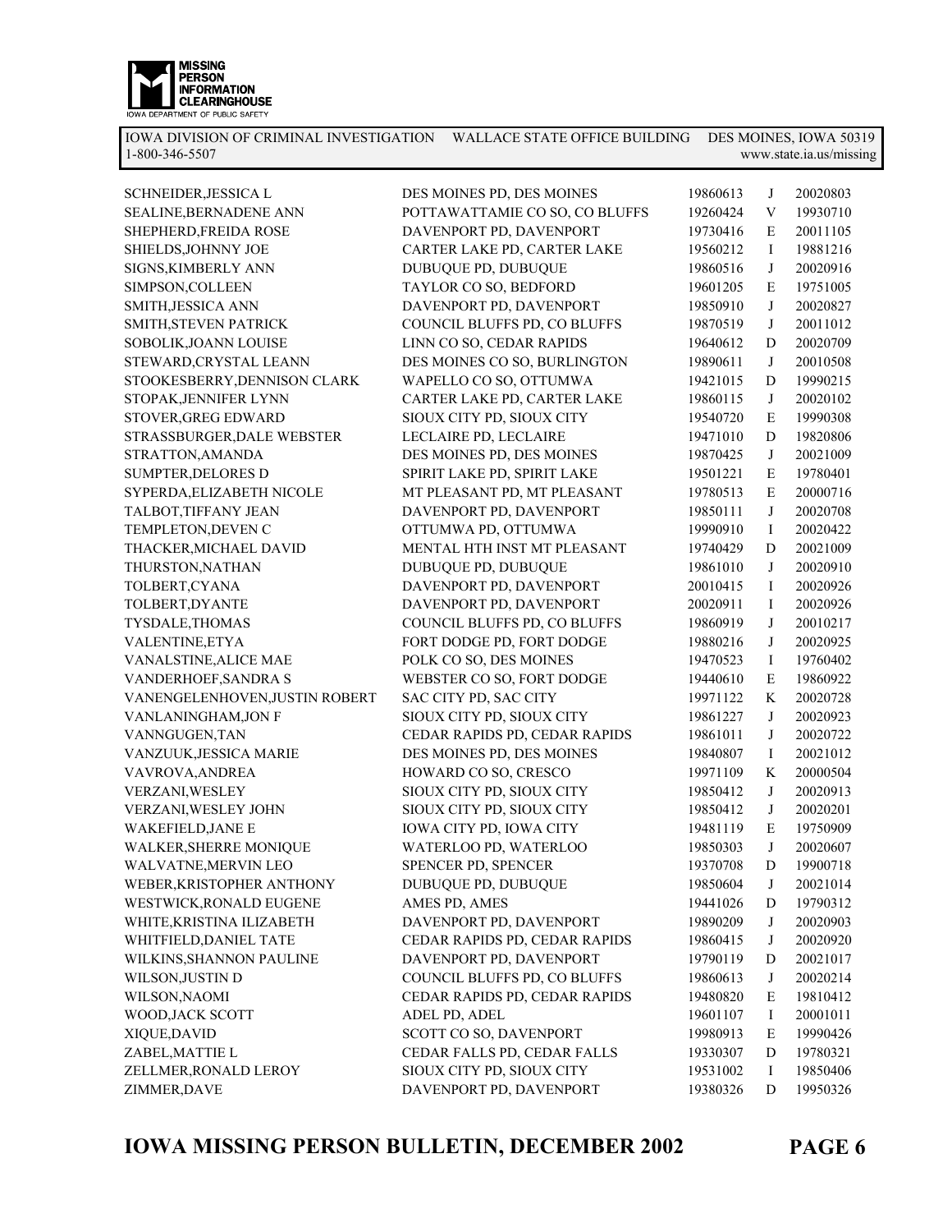| | | | | |
|---|---|---|---|---|
| SCHNEIDER,JESSICA L | DES MOINES PD, DES MOINES | 19860613 | J | 20020803 |
| SEALINE,BERNADENE ANN | POTTAWATTAMIE CO SO, CO BLUFFS | 19260424 | V | 19930710 |
| SHEPHERD,FREIDA ROSE | DAVENPORT PD, DAVENPORT | 19730416 | E | 20011105 |
| SHIELDS,JOHNNY JOE | CARTER LAKE PD, CARTER LAKE | 19560212 | I | 19881216 |
| SIGNS,KIMBERLY ANN | DUBUQUE PD, DUBUQUE | 19860516 | J | 20020916 |
| SIMPSON,COLLEEN | TAYLOR CO SO, BEDFORD | 19601205 | E | 19751005 |
| SMITH,JESSICA ANN | DAVENPORT PD, DAVENPORT | 19850910 | J | 20020827 |
| SMITH,STEVEN PATRICK | COUNCIL BLUFFS PD, CO BLUFFS | 19870519 | J | 20011012 |
| SOBOLIK,JOANN LOUISE | LINN CO SO, CEDAR RAPIDS | 19640612 | D | 20020709 |
| STEWARD,CRYSTAL LEANN | DES MOINES CO SO, BURLINGTON | 19890611 | J | 20010508 |
| STOOKESBERRY,DENNISON CLARK | WAPELLO CO SO, OTTUMWA | 19421015 | D | 19990215 |
| STOPAK,JENNIFER LYNN | CARTER LAKE PD, CARTER LAKE | 19860115 | J | 20020102 |
| STOVER,GREG EDWARD | SIOUX CITY PD, SIOUX CITY | 19540720 | E | 19990308 |
| STRASSBURGER,DALE WEBSTER | LECLAIRE PD, LECLAIRE | 19471010 | D | 19820806 |
| STRATTON,AMANDA | DES MOINES PD, DES MOINES | 19870425 | J | 20021009 |
| SUMPTER,DELORES D | SPIRIT LAKE PD, SPIRIT LAKE | 19501221 | E | 19780401 |
| SYPERDA,ELIZABETH NICOLE | MT PLEASANT PD, MT PLEASANT | 19780513 | E | 20000716 |
| TALBOT,TIFFANY JEAN | DAVENPORT PD, DAVENPORT | 19850111 | J | 20020708 |
| TEMPLETON,DEVEN C | OTTUMWA PD, OTTUMWA | 19990910 | I | 20020422 |
| THACKER,MICHAEL DAVID | MENTAL HTH INST MT PLEASANT | 19740429 | D | 20021009 |
| THURSTON,NATHAN | DUBUQUE PD, DUBUQUE | 19861010 | J | 20020910 |
| TOLBERT,CYANA | DAVENPORT PD, DAVENPORT | 20010415 | I | 20020926 |
| TOLBERT,DYANTE | DAVENPORT PD, DAVENPORT | 20020911 | I | 20020926 |
| TYSDALE,THOMAS | COUNCIL BLUFFS PD, CO BLUFFS | 19860919 | J | 20010217 |
| VALENTINE,ETYA | FORT DODGE PD, FORT DODGE | 19880216 | J | 20020925 |
| VANALSTINE,ALICE MAE | POLK CO SO, DES MOINES | 19470523 | I | 19760402 |
| VANDERHOEF,SANDRA S | WEBSTER CO SO, FORT DODGE | 19440610 | E | 19860922 |
| VANENGELENHOVEN,JUSTIN ROBERT | SAC CITY PD, SAC CITY | 19971122 | K | 20020728 |
| VANLANINGHAM,JON F | SIOUX CITY PD, SIOUX CITY | 19861227 | J | 20020923 |
| VANNGUGEN,TAN | CEDAR RAPIDS PD, CEDAR RAPIDS | 19861011 | J | 20020722 |
| VANZUUK,JESSICA MARIE | DES MOINES PD, DES MOINES | 19840807 | I | 20021012 |
| VAVROVA,ANDREA | HOWARD CO SO, CRESCO | 19971109 | K | 20000504 |
| VERZANI,WESLEY | SIOUX CITY PD, SIOUX CITY | 19850412 | J | 20020913 |
| VERZANI,WESLEY JOHN | SIOUX CITY PD, SIOUX CITY | 19850412 | J | 20020201 |
| WAKEFIELD,JANE E | IOWA CITY PD, IOWA CITY | 19481119 | E | 19750909 |
| WALKER,SHERRE MONIQUE | WATERLOO PD, WATERLOO | 19850303 | J | 20020607 |
| WALVATNE,MERVIN LEO | SPENCER PD, SPENCER | 19370708 | D | 19900718 |
| WEBER,KRISTOPHER ANTHONY | DUBUQUE PD, DUBUQUE | 19850604 | J | 20021014 |
| WESTWICK,RONALD EUGENE | AMES PD, AMES | 19441026 | D | 19790312 |
| WHITE,KRISTINA ILIZABETH | DAVENPORT PD, DAVENPORT | 19890209 | J | 20020903 |
| WHITFIELD,DANIEL TATE | CEDAR RAPIDS PD, CEDAR RAPIDS | 19860415 | J | 20020920 |
| WILKINS,SHANNON PAULINE | DAVENPORT PD, DAVENPORT | 19790119 | D | 20021017 |
| WILSON,JUSTIN D | COUNCIL BLUFFS PD, CO BLUFFS | 19860613 | J | 20020214 |
| WILSON,NAOMI | CEDAR RAPIDS PD, CEDAR RAPIDS | 19480820 | E | 19810412 |
| WOOD,JACK SCOTT | ADEL PD, ADEL | 19601107 | I | 20001011 |
| XIQUE,DAVID | SCOTT CO SO, DAVENPORT | 19980913 | E | 19990426 |
| ZABEL,MATTIE L | CEDAR FALLS PD, CEDAR FALLS | 19330307 | D | 19780321 |
| ZELLMER,RONALD LEROY | SIOUX CITY PD, SIOUX CITY | 19531002 | I | 19850406 |
| ZIMMER,DAVE | DAVENPORT PD, DAVENPORT | 19380326 | D | 19950326 |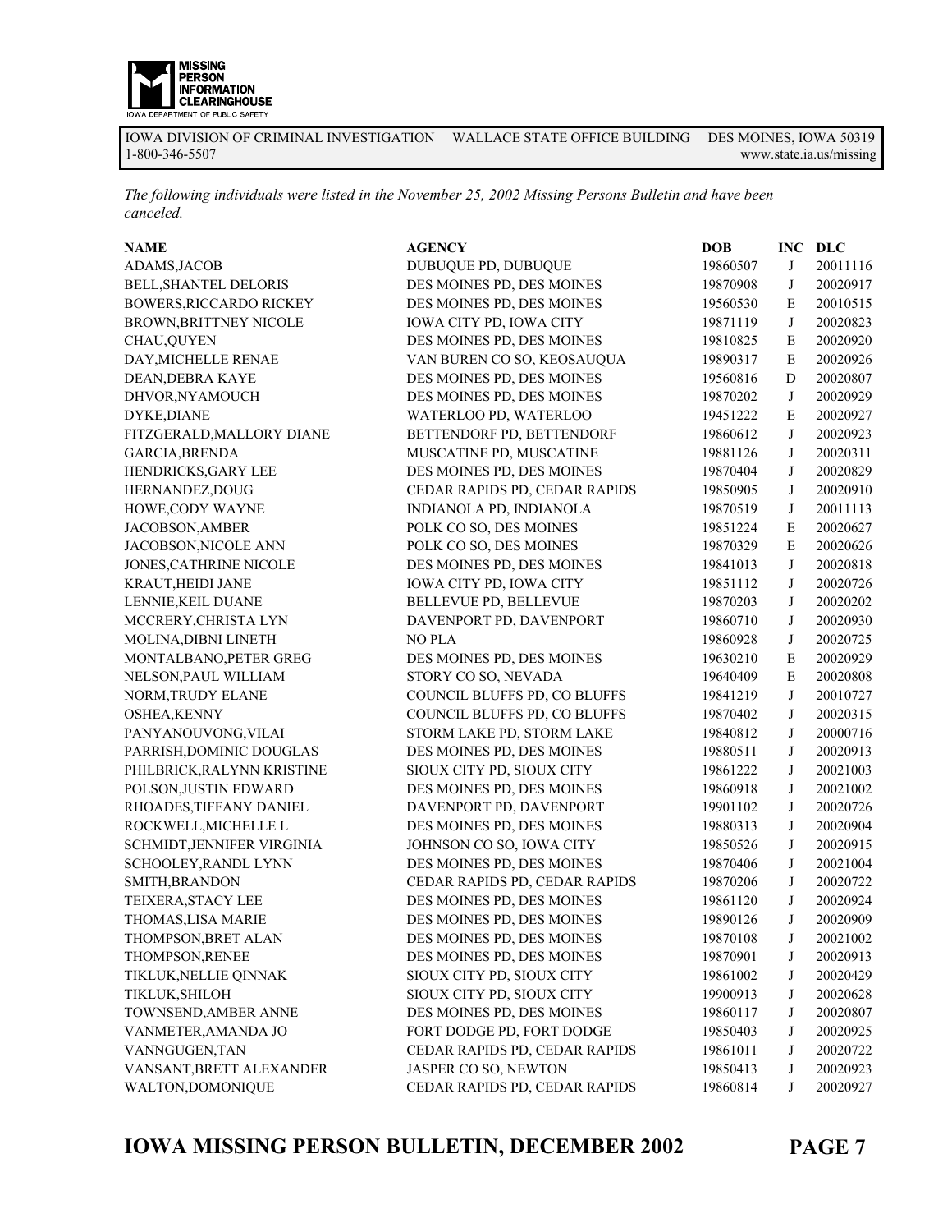**MISSING PERSON INFORMATION CLEARINGHOUSE**
IOWA DEPARTMENT OF PUBLIC SAFETY

IOWA DIVISION OF CRIMINAL INVESTIGATION WALLACE STATE OFFICE BUILDING DES MOINES, IOWA 50319
1-800-346-5507 www.state.ia.us/missing

*The following individuals were listed in the November 25, 2002 Missing Persons Bulletin and have been canceled.*

| NAME | AGENCY | DOB | INC | DLC |
|---|---|---|---|---|
| ADAMS,JACOB | DUBUQUE PD, DUBUQUE | 19860507 | J | 20011116 |
| BELL,SHANTEL DELORIS | DES MOINES PD, DES MOINES | 19870908 | J | 20020917 |
| BOWERS,RICCARDO RICKEY | DES MOINES PD, DES MOINES | 19560530 | E | 20010515 |
| BROWN,BRITTNEY NICOLE | IOWA CITY PD, IOWA CITY | 19871119 | J | 20020823 |
| CHAU,QUYEN | DES MOINES PD, DES MOINES | 19810825 | E | 20020920 |
| DAY,MICHELLE RENAE | VAN BUREN CO SO, KEOSAUQUA | 19890317 | E | 20020926 |
| DEAN,DEBRA KAYE | DES MOINES PD, DES MOINES | 19560816 | D | 20020807 |
| DHVOR,NYAMOUCH | DES MOINES PD, DES MOINES | 19870202 | J | 20020929 |
| DYKE,DIANE | WATERLOO PD, WATERLOO | 19451222 | E | 20020927 |
| FITZGERALD,MALLORY DIANE | BETTENDORF PD, BETTENDORF | 19860612 | J | 20020923 |
| GARCIA,BRENDA | MUSCATINE PD, MUSCATINE | 19881126 | J | 20020311 |
| HENDRICKS,GARY LEE | DES MOINES PD, DES MOINES | 19870404 | J | 20020829 |
| HERNANDEZ,DOUG | CEDAR RAPIDS PD, CEDAR RAPIDS | 19850905 | J | 20020910 |
| HOWE,CODY WAYNE | INDIANOLA PD, INDIANOLA | 19870519 | J | 20011113 |
| JACOBSON,AMBER | POLK CO SO, DES MOINES | 19851224 | E | 20020627 |
| JACOBSON,NICOLE ANN | POLK CO SO, DES MOINES | 19870329 | E | 20020626 |
| JONES,CATHRINE NICOLE | DES MOINES PD, DES MOINES | 19841013 | J | 20020818 |
| KRAUT,HEIDI JANE | IOWA CITY PD, IOWA CITY | 19851112 | J | 20020726 |
| LENNIE,KEIL DUANE | BELLEVUE PD, BELLEVUE | 19870203 | J | 20020202 |
| MCCRERY,CHRISTA LYN | DAVENPORT PD, DAVENPORT | 19860710 | J | 20020930 |
| MOLINA,DIBNI LINETH | NO PLA | 19860928 | J | 20020725 |
| MONTALBANO,PETER GREG | DES MOINES PD, DES MOINES | 19630210 | E | 20020929 |
| NELSON,PAUL WILLIAM | STORY CO SO, NEVADA | 19640409 | E | 20020808 |
| NORM,TRUDY ELANE | COUNCIL BLUFFS PD, CO BLUFFS | 19841219 | J | 20010727 |
| OSHEA,KENNY | COUNCIL BLUFFS PD, CO BLUFFS | 19870402 | J | 20020315 |
| PANYANOUVONG,VILAI | STORM LAKE PD, STORM LAKE | 19840812 | J | 20000716 |
| PARRISH,DOMINIC DOUGLAS | DES MOINES PD, DES MOINES | 19880511 | J | 20020913 |
| PHILBRICK,RALYNN KRISTINE | SIOUX CITY PD, SIOUX CITY | 19861222 | J | 20021003 |
| POLSON,JUSTIN EDWARD | DES MOINES PD, DES MOINES | 19860918 | J | 20021002 |
| RHOADES,TIFFANY DANIEL | DAVENPORT PD, DAVENPORT | 19901102 | J | 20020726 |
| ROCKWELL,MICHELLE L | DES MOINES PD, DES MOINES | 19880313 | J | 20020904 |
| SCHMIDT,JENNIFER VIRGINIA | JOHNSON CO SO, IOWA CITY | 19850526 | J | 20020915 |
| SCHOOLEY,RANDL LYNN | DES MOINES PD, DES MOINES | 19870406 | J | 20021004 |
| SMITH,BRANDON | CEDAR RAPIDS PD, CEDAR RAPIDS | 19870206 | J | 20020722 |
| TEIXERA,STACY LEE | DES MOINES PD, DES MOINES | 19861120 | J | 20020924 |
| THOMAS,LISA MARIE | DES MOINES PD, DES MOINES | 19890126 | J | 20020909 |
| THOMPSON,BRET ALAN | DES MOINES PD, DES MOINES | 19870108 | J | 20021002 |
| THOMPSON,RENEE | DES MOINES PD, DES MOINES | 19870901 | J | 20020913 |
| TIKLUK,NELLIE QINNAK | SIOUX CITY PD, SIOUX CITY | 19861002 | J | 20020429 |
| TIKLUK,SHILOH | SIOUX CITY PD, SIOUX CITY | 19900913 | J | 20020628 |
| TOWNSEND,AMBER ANNE | DES MOINES PD, DES MOINES | 19860117 | J | 20020807 |
| VANMETER,AMANDA JO | FORT DODGE PD, FORT DODGE | 19850403 | J | 20020925 |
| VANNGUGEN,TAN | CEDAR RAPIDS PD, CEDAR RAPIDS | 19861011 | J | 20020722 |
| VANSANT,BRETT ALEXANDER | JASPER CO SO, NEWTON | 19850413 | J | 20020923 |
| WALTON,DOMONIQUE | CEDAR RAPIDS PD, CEDAR RAPIDS | 19860814 | J | 20020927 |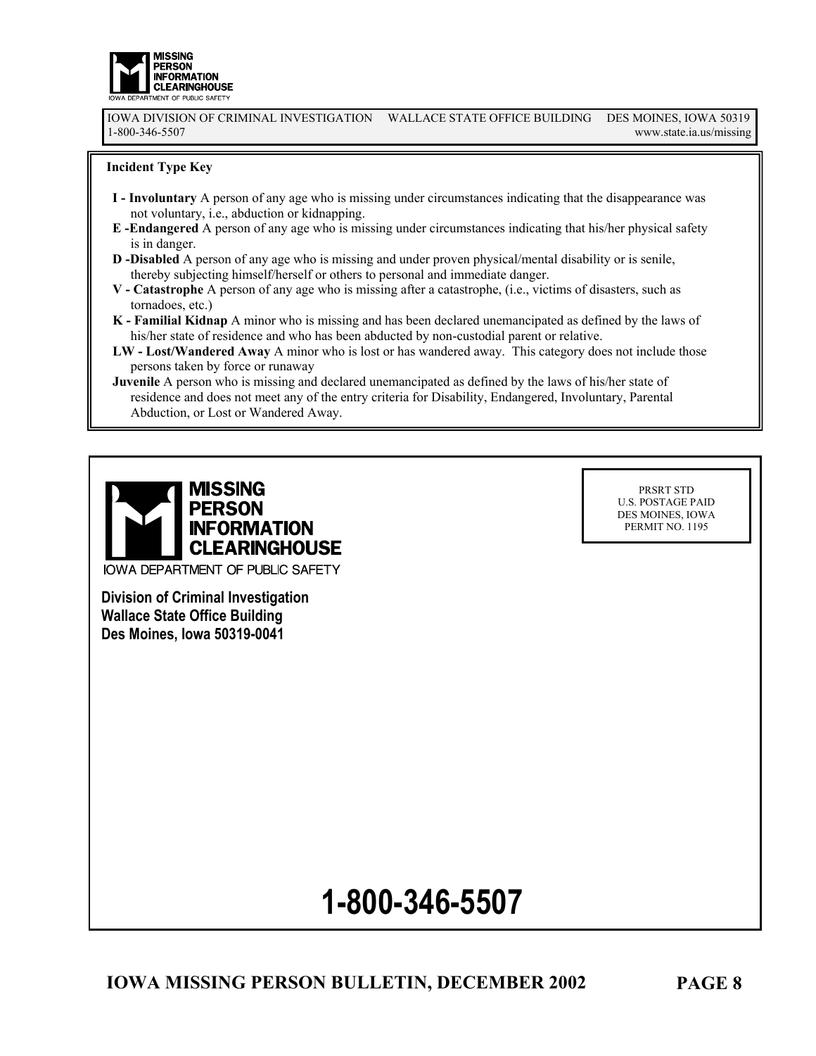MISSING PERSON INFORMATION CLEARINGHOUSE
IOWA DEPARTMENT OF PUBLIC SAFETY

IOWA DIVISION OF CRIMINAL INVESTIGATION WALLACE STATE OFFICE BUILDING DES MOINES, IOWA 50319
1-800-346-5507 www.state.ia.us/missing

**Incident Type Key**

**I - Involuntary** A person of any age who is missing under circumstances indicating that the disappearance was not voluntary, i.e., abduction or kidnapping.

**E -Endangered** A person of any age who is missing under circumstances indicating that his/her physical safety is in danger.

**D -Disabled** A person of any age who is missing and under proven physical/mental disability or is senile, thereby subjecting himself/herself or others to personal and immediate danger.

**V - Catastrophe** A person of any age who is missing after a catastrophe, (i.e., victims of disasters, such as tornadoes, etc.)

**K - Familial Kidnap** A minor who is missing and has been declared unemancipated as defined by the laws of his/her state of residence and who has been abducted by non-custodial parent or relative.

**LW - Lost/Wandered Away** A minor who is lost or has wandered away. This category does not include those persons taken by force or runaway

**Juvenile** A person who is missing and declared unemancipated as defined by the laws of his/her state of residence and does not meet any of the entry criteria for Disability, Endangered, Involuntary, Parental Abduction, or Lost or Wandered Away.

---

MISSING PERSON INFORMATION CLEARINGHOUSE
IOWA DEPARTMENT OF PUBLIC SAFETY

PRSRT STD
U.S. POSTAGE PAID
DES MOINES, IOWA
PERMIT NO. 1195

**Division of Criminal Investigation**
**Wallace State Office Building**
**Des Moines, Iowa 50319-0041**

# 1-800-346-5507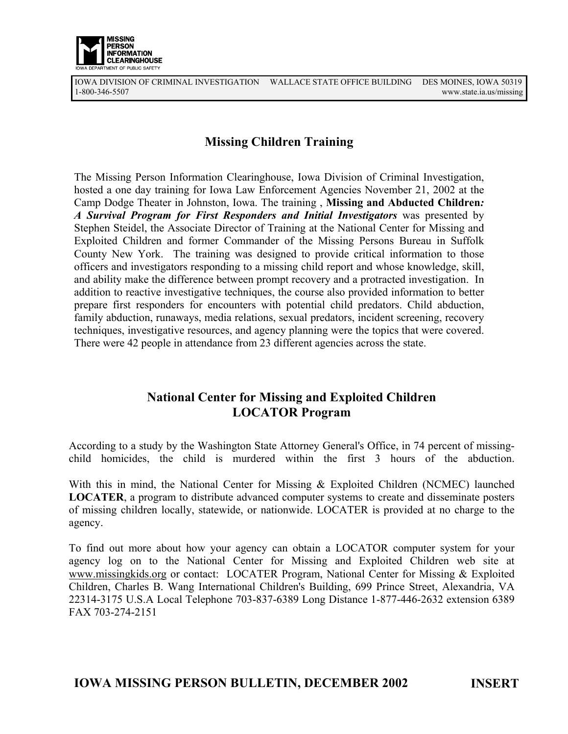MISSING PERSON INFORMATION CLEARINGHOUSE
IOWA DEPARTMENT OF PUBLIC SAFETY

IOWA DIVISION OF CRIMINAL INVESTIGATION WALLACE STATE OFFICE BUILDING DES MOINES, IOWA 50319
1-800-346-5507 www.state.ia.us/missing

## Missing Children Training

The Missing Person Information Clearinghouse, Iowa Division of Criminal Investigation, hosted a one day training for Iowa Law Enforcement Agencies November 21, 2002 at the Camp Dodge Theater in Johnston, Iowa. The training , ***Missing and Abducted Children: A Survival Program for First Responders and Initial Investigators*** was presented by Stephen Steidel, the Associate Director of Training at the National Center for Missing and Exploited Children and former Commander of the Missing Persons Bureau in Suffolk County New York. The training was designed to provide critical information to those officers and investigators responding to a missing child report and whose knowledge, skill, and ability make the difference between prompt recovery and a protracted investigation. In addition to reactive investigative techniques, the course also provided information to better prepare first responders for encounters with potential child predators. Child abduction, family abduction, runaways, media relations, sexual predators, incident screening, recovery techniques, investigative resources, and agency planning were the topics that were covered. There were 42 people in attendance from 23 different agencies across the state.

## National Center for Missing and Exploited Children LOCATOR Program

According to a study by the Washington State Attorney General's Office, in 74 percent of missing-child homicides, the child is murdered within the first 3 hours of the abduction.

With this in mind, the National Center for Missing & Exploited Children (NCMEC) launched **LOCATER**, a program to distribute advanced computer systems to create and disseminate posters of missing children locally, statewide, or nationwide. LOCATER is provided at no charge to the agency.

To find out more about how your agency can obtain a LOCATOR computer system for your agency log on to the National Center for Missing and Exploited Children web site at www.missingkids.org or contact: LOCATER Program, National Center for Missing & Exploited Children, Charles B. Wang International Children's Building, 699 Prince Street, Alexandria, VA 22314-3175 U.S.A Local Telephone 703-837-6389 Long Distance 1-877-446-2632 extension 6389 FAX 703-274-2151

**IOWA MISSING PERSON BULLETIN, DECEMBER 2002 INSERT**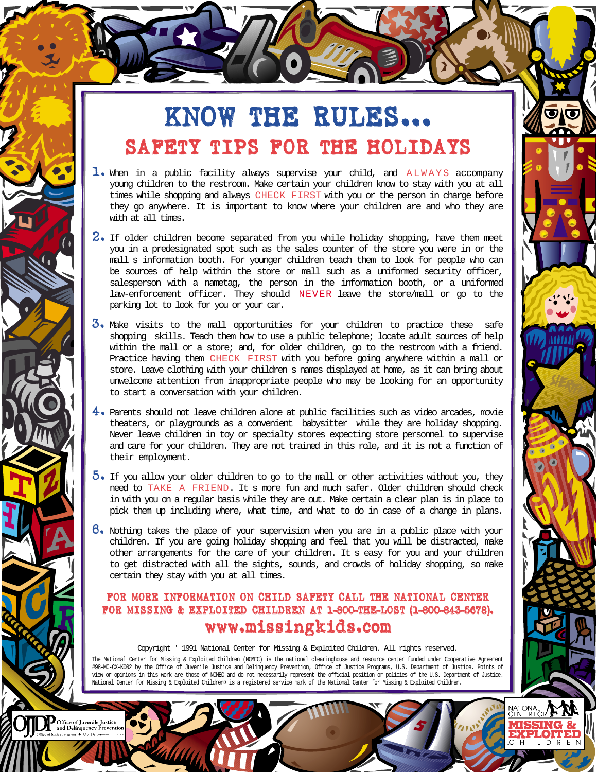# KNOW THE RULES...

## SAFETY TIPS FOR THE HOLIDAYS

1. When in a public facility always supervise your child, and ALWAYS accompany young children to the restroom. Make certain your children know to stay with you at all times while shopping and always CHECK FIRST with you or the person in charge before they go anywhere. It is important to know where your children are and who they are with at all times.

2. If older children become separated from you while holiday shopping, have them meet you in a predesignated spot such as the sales counter of the store you were in or the mall s information booth. For younger children teach them to look for people who can be sources of help within the store or mall such as a uniformed security officer, salesperson with a nametag, the person in the information booth, or a uniformed law-enforcement officer. They should NEVER leave the store/mall or go to the parking lot to look for you or your car.

3. Make visits to the mall opportunities for your children to practice these safe shopping skills. Teach them how to use a public telephone; locate adult sources of help within the mall or a store; and, for older children, go to the restroom with a friend. Practice having them CHECK FIRST with you before going anywhere within a mall or store. Leave clothing with your children s names displayed at home, as it can bring about unwelcome attention from inappropriate people who may be looking for an opportunity to start a conversation with your children.

4. Parents should not leave children alone at public facilities such as video arcades, movie theaters, or playgrounds as a convenient babysitter while they are holiday shopping. Never leave children in toy or specialty stores expecting store personnel to supervise and care for your children. They are not trained in this role, and it is not a function of their employment.

5. If you allow your older children to go to the mall or other activities without you, they need to TAKE A FRIEND. It s more fun and much safer. Older children should check in with you on a regular basis while they are out. Make certain a clear plan is in place to pick them up including where, what time, and what to do in case of a change in plans.

6. Nothing takes the place of your supervision when you are in a public place with your children. If you are going holiday shopping and feel that you will be distracted, make other arrangements for the care of your children. It s easy for you and your children to get distracted with all the sights, sounds, and crowds of holiday shopping, so make certain they stay with you at all times.

**FOR MORE INFORMATION ON CHILD SAFETY CALL THE NATIONAL CENTER FOR MISSING & EXPLOITED CHILDREN AT 1-800-THE-LOST (1-800-843-5678).**

**www.missingkids.com**

Copyright ' 1991 National Center for Missing & Exploited Children. All rights reserved.

The National Center for Missing & Exploited Children (NCMEC) is the national clearinghouse and resource center funded under Cooperative Agreement #98-MC-CX-K002 by the Office of Juvenile Justice and Delinquency Prevention, Office of Justice Programs, U.S. Department of Justice. Points of view or opinions in this work are those of NCMEC and do not necessarily represent the official position or policies of the U.S. Department of Justice. National Center for Missing & Exploited Children¤ is a registered service mark of the National Center for Missing & Exploited Children.

OJJDP Office of Juvenile Justice and Delinquency Prevention — Office of Justice Programs ♦ U.S. Department of Justice

NATIONAL CENTER FOR MISSING & EXPLOITED CHILDREN